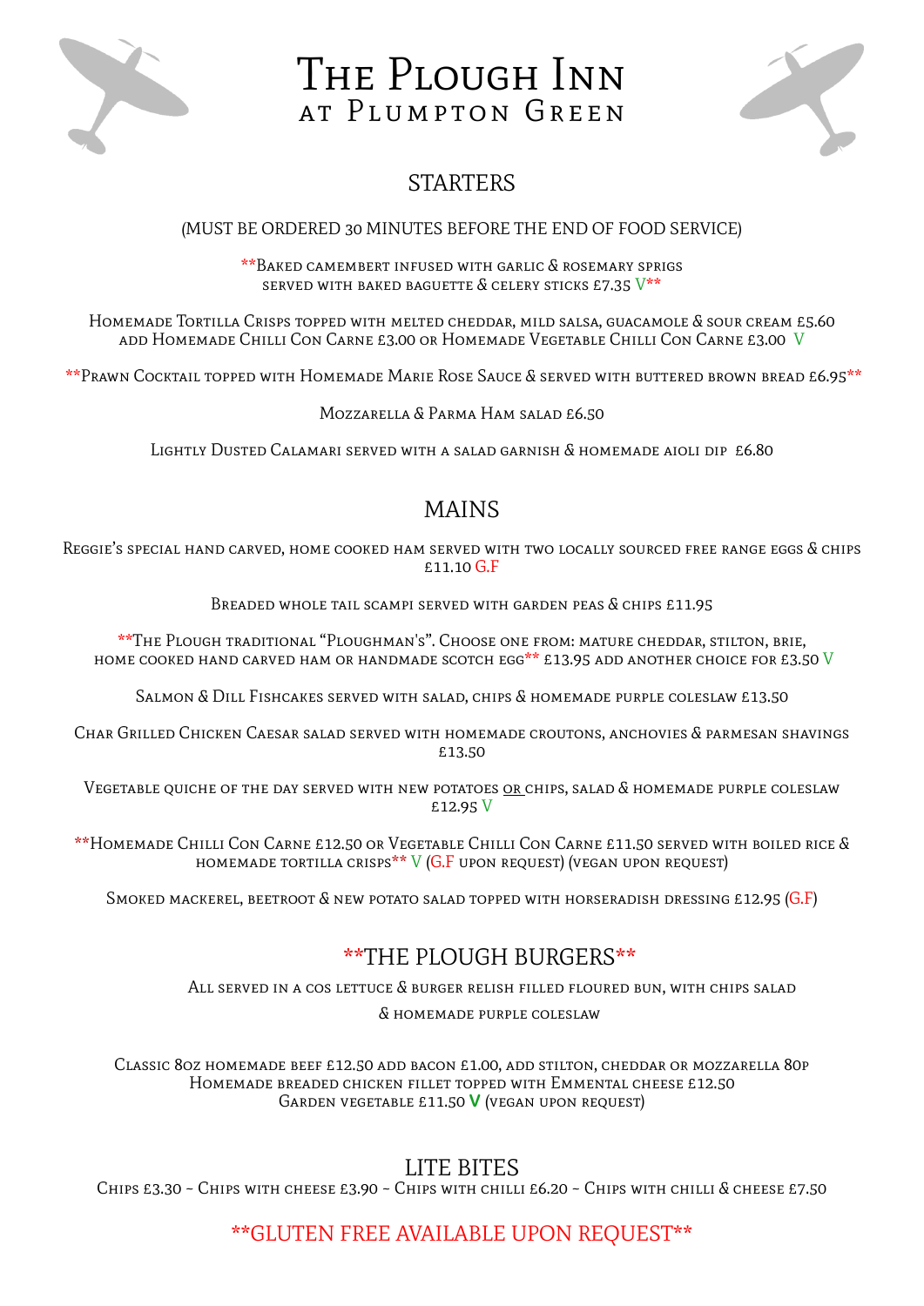# The Plough Inn
## at Plumpton Green

## STARTERS

(MUST BE ORDERED 30 MINUTES BEFORE THE END OF FOOD SERVICE)

**Baked camembert infused with garlic & rosemary sprigs served with baked baguette & celery sticks £7.35 V**

Homemade Tortilla Crisps topped with melted cheddar, mild salsa, guacamole & sour cream £5.60
add Homemade Chilli Con Carne £3.00 or Homemade Vegetable Chilli Con Carne £3.00 V

**Prawn Cocktail topped with Homemade Marie Rose Sauce & served with buttered brown bread £6.95**

Mozzarella & Parma Ham salad £6.50

Lightly Dusted Calamari served with a salad garnish & homemade aioli dip £6.80

## MAINS

Reggie's special hand carved, home cooked ham served with two locally sourced free range eggs & chips £11.10 G.F

Breaded whole tail scampi served with garden peas & chips £11.95

**The Plough traditional "Ploughman's". Choose one from: mature cheddar, stilton, brie, home cooked hand carved ham or handmade scotch egg** £13.95 add another choice for £3.50 V

Salmon & Dill Fishcakes served with salad, chips & homemade purple coleslaw £13.50

Char Grilled Chicken Caesar salad served with homemade croutons, anchovies & parmesan shavings £13.50

Vegetable quiche of the day served with new potatoes or chips, salad & homemade purple coleslaw £12.95 V

**Homemade Chilli Con Carne £12.50 or Vegetable Chilli Con Carne £11.50 served with boiled rice & homemade tortilla crisps** V (G.F upon request) (vegan upon request)

Smoked mackerel, beetroot & new potato salad topped with horseradish dressing £12.95 (G.F)

## **THE PLOUGH BURGERS**

All served in a cos lettuce & burger relish filled floured bun, with chips salad & homemade purple coleslaw

Classic 8oz homemade beef £12.50 add bacon £1.00, add stilton, cheddar or mozzarella 80p
Homemade breaded chicken fillet topped with Emmental cheese £12.50
Garden vegetable £11.50 **V** (vegan upon request)

## LITE BITES

Chips £3.30 ~ Chips with cheese £3.90 ~ Chips with chilli £6.20 ~ Chips with chilli & cheese £7.50

**GLUTEN FREE AVAILABLE UPON REQUEST**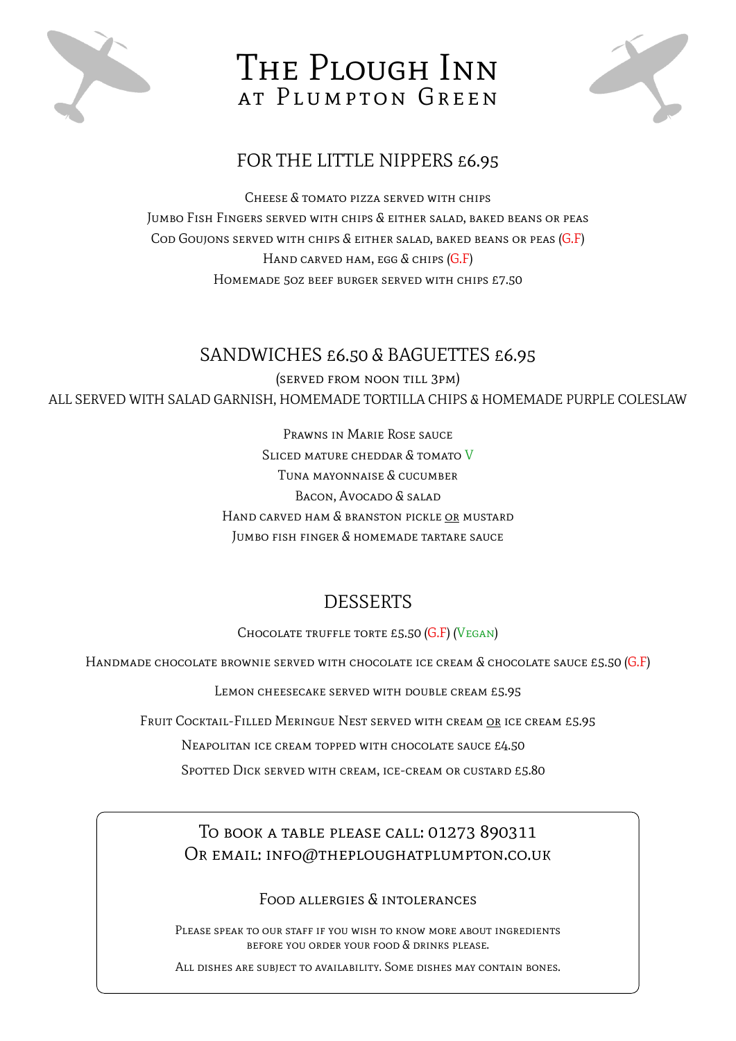# The Plough Inn
## at Plumpton Green

## FOR THE LITTLE NIPPERS £6.95

Cheese & tomato pizza served with chips

Jumbo Fish Fingers served with chips & either salad, baked beans or peas

Cod Goujons served with chips & either salad, baked beans or peas (G.F)

Hand carved ham, egg & chips (G.F)

Homemade 5oz beef burger served with chips £7.50

## SANDWICHES £6.50 & BAGUETTES £6.95

(served from noon till 3pm)

ALL SERVED WITH SALAD GARNISH, HOMEMADE TORTILLA CHIPS & HOMEMADE PURPLE COLESLAW

Prawns in Marie Rose sauce

Sliced mature cheddar & tomato V

Tuna mayonnaise & cucumber

Bacon, Avocado & salad

Hand carved ham & Branston pickle or mustard

Jumbo fish finger & homemade tartare sauce

## DESSERTS

Chocolate truffle torte £5.50 (G.F) (Vegan)

Handmade chocolate brownie served with chocolate ice cream & chocolate sauce £5.50 (G.F)

Lemon cheesecake served with double cream £5.95

Fruit Cocktail-Filled Meringue Nest served with cream or ice cream £5.95

Neapolitan ice cream topped with chocolate sauce £4.50

Spotted Dick served with cream, ice-cream or custard £5.80

To book a table please call: 01273 890311
Or email: info@theploughatplumpton.co.uk

Food allergies & intolerances

Please speak to our staff if you wish to know more about ingredients before you order your food & drinks please.

All dishes are subject to availability. Some dishes may contain bones.